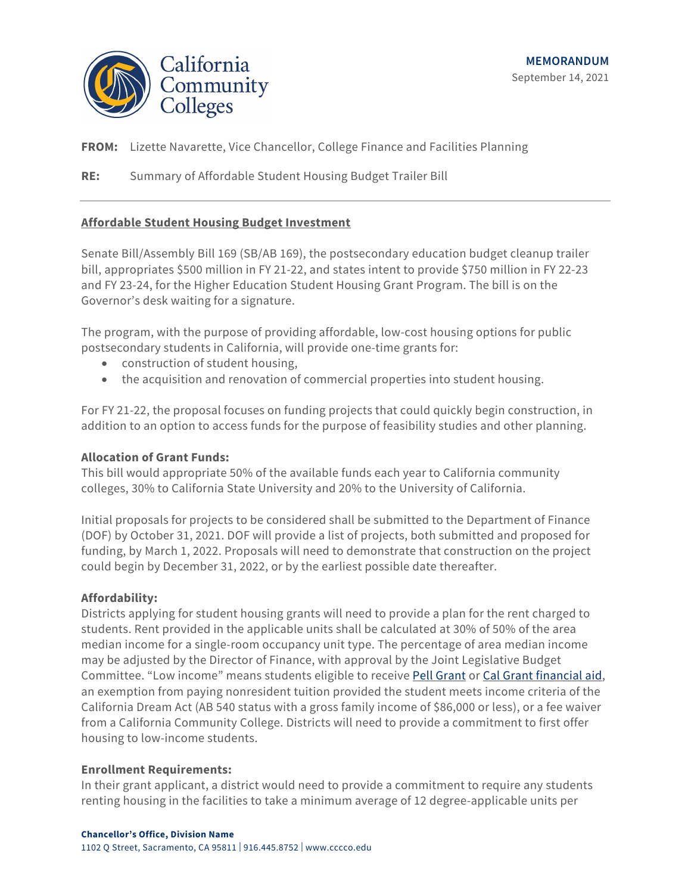**MEMORANDUM**

September 14, 2021

**FROM:** Lizette Navarette, Vice Chancellor, College Finance and Facilities Planning

**RE:** Summary of Affordable Student Housing Budget Trailer Bill

---

## Affordable Student Housing Budget Investment

Senate Bill/Assembly Bill 169 (SB/AB 169), the postsecondary education budget cleanup trailer bill, appropriates $500 million in FY 21-22, and states intent to provide $750 million in FY 22-23 and FY 23-24, for the Higher Education Student Housing Grant Program. The bill is on the Governor's desk waiting for a signature.

The program, with the purpose of providing affordable, low-cost housing options for public postsecondary students in California, will provide one-time grants for:

- construction of student housing,
- the acquisition and renovation of commercial properties into student housing.

For FY 21-22, the proposal focuses on funding projects that could quickly begin construction, in addition to an option to access funds for the purpose of feasibility studies and other planning.

### Allocation of Grant Funds:

This bill would appropriate 50% of the available funds each year to California community colleges, 30% to California State University and 20% to the University of California.

Initial proposals for projects to be considered shall be submitted to the Department of Finance (DOF) by October 31, 2021. DOF will provide a list of projects, both submitted and proposed for funding, by March 1, 2022. Proposals will need to demonstrate that construction on the project could begin by December 31, 2022, or by the earliest possible date thereafter.

### Affordability:

Districts applying for student housing grants will need to provide a plan for the rent charged to students. Rent provided in the applicable units shall be calculated at 30% of 50% of the area median income for a single-room occupancy unit type. The percentage of area median income may be adjusted by the Director of Finance, with approval by the Joint Legislative Budget Committee. "Low income" means students eligible to receive Pell Grant or Cal Grant financial aid, an exemption from paying nonresident tuition provided the student meets income criteria of the California Dream Act (AB 540 status with a gross family income of $86,000 or less), or a fee waiver from a California Community College. Districts will need to provide a commitment to first offer housing to low-income students.

### Enrollment Requirements:

In their grant applicant, a district would need to provide a commitment to require any students renting housing in the facilities to take a minimum average of 12 degree-applicable units per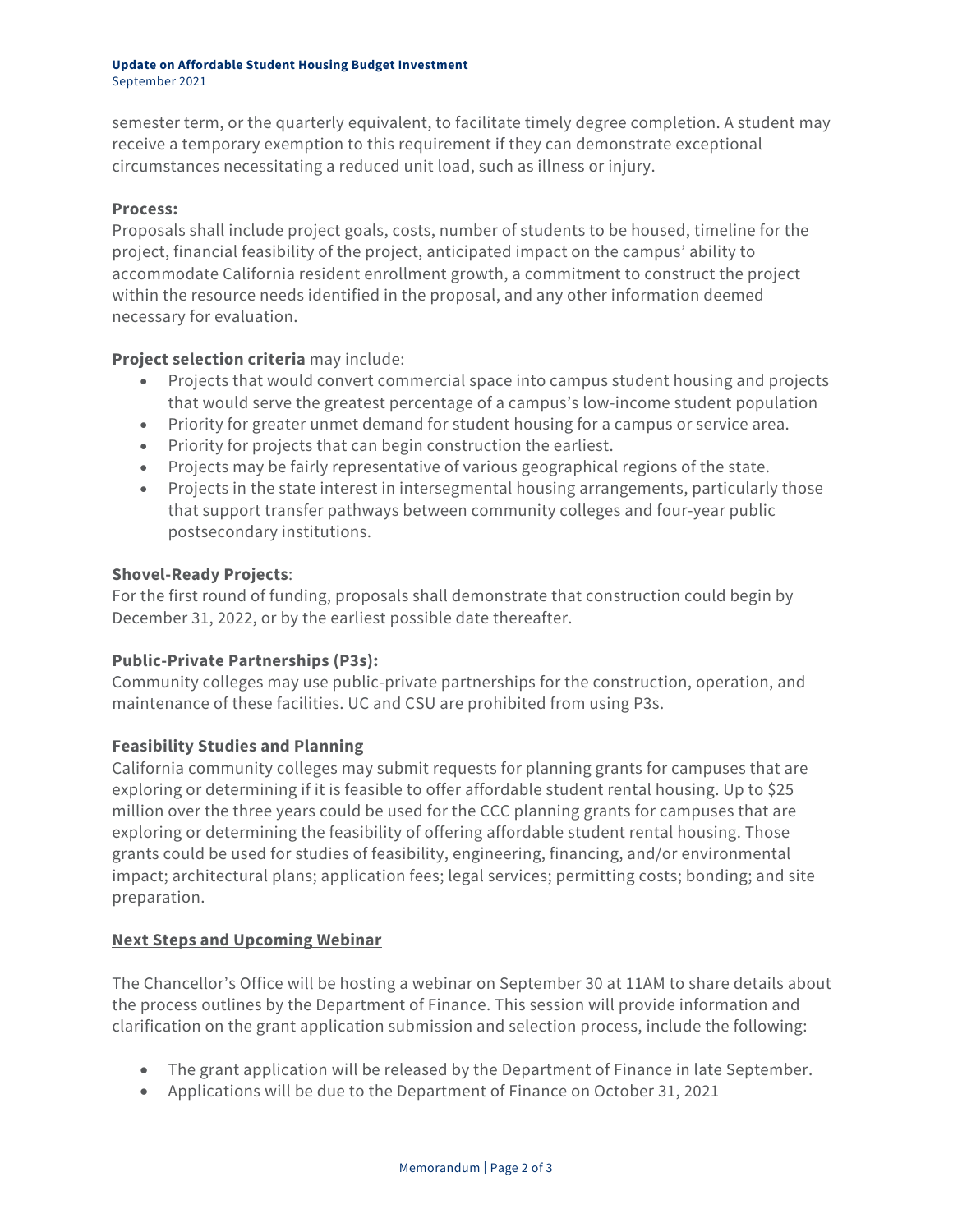semester term, or the quarterly equivalent, to facilitate timely degree completion. A student may receive a temporary exemption to this requirement if they can demonstrate exceptional circumstances necessitating a reduced unit load, such as illness or injury.

**Process:**
Proposals shall include project goals, costs, number of students to be housed, timeline for the project, financial feasibility of the project, anticipated impact on the campus' ability to accommodate California resident enrollment growth, a commitment to construct the project within the resource needs identified in the proposal, and any other information deemed necessary for evaluation.

**Project selection criteria** may include:

- Projects that would convert commercial space into campus student housing and projects that would serve the greatest percentage of a campus's low-income student population
- Priority for greater unmet demand for student housing for a campus or service area.
- Priority for projects that can begin construction the earliest.
- Projects may be fairly representative of various geographical regions of the state.
- Projects in the state interest in intersegmental housing arrangements, particularly those that support transfer pathways between community colleges and four-year public postsecondary institutions.

**Shovel-Ready Projects**:
For the first round of funding, proposals shall demonstrate that construction could begin by December 31, 2022, or by the earliest possible date thereafter.

**Public-Private Partnerships (P3s):**
Community colleges may use public-private partnerships for the construction, operation, and maintenance of these facilities. UC and CSU are prohibited from using P3s.

**Feasibility Studies and Planning**
California community colleges may submit requests for planning grants for campuses that are exploring or determining if it is feasible to offer affordable student rental housing. Up to $25 million over the three years could be used for the CCC planning grants for campuses that are exploring or determining the feasibility of offering affordable student rental housing. Those grants could be used for studies of feasibility, engineering, financing, and/or environmental impact; architectural plans; application fees; legal services; permitting costs; bonding; and site preparation.

## Next Steps and Upcoming Webinar

The Chancellor's Office will be hosting a webinar on September 30 at 11AM to share details about the process outlines by the Department of Finance. This session will provide information and clarification on the grant application submission and selection process, include the following:

- The grant application will be released by the Department of Finance in late September.
- Applications will be due to the Department of Finance on October 31, 2021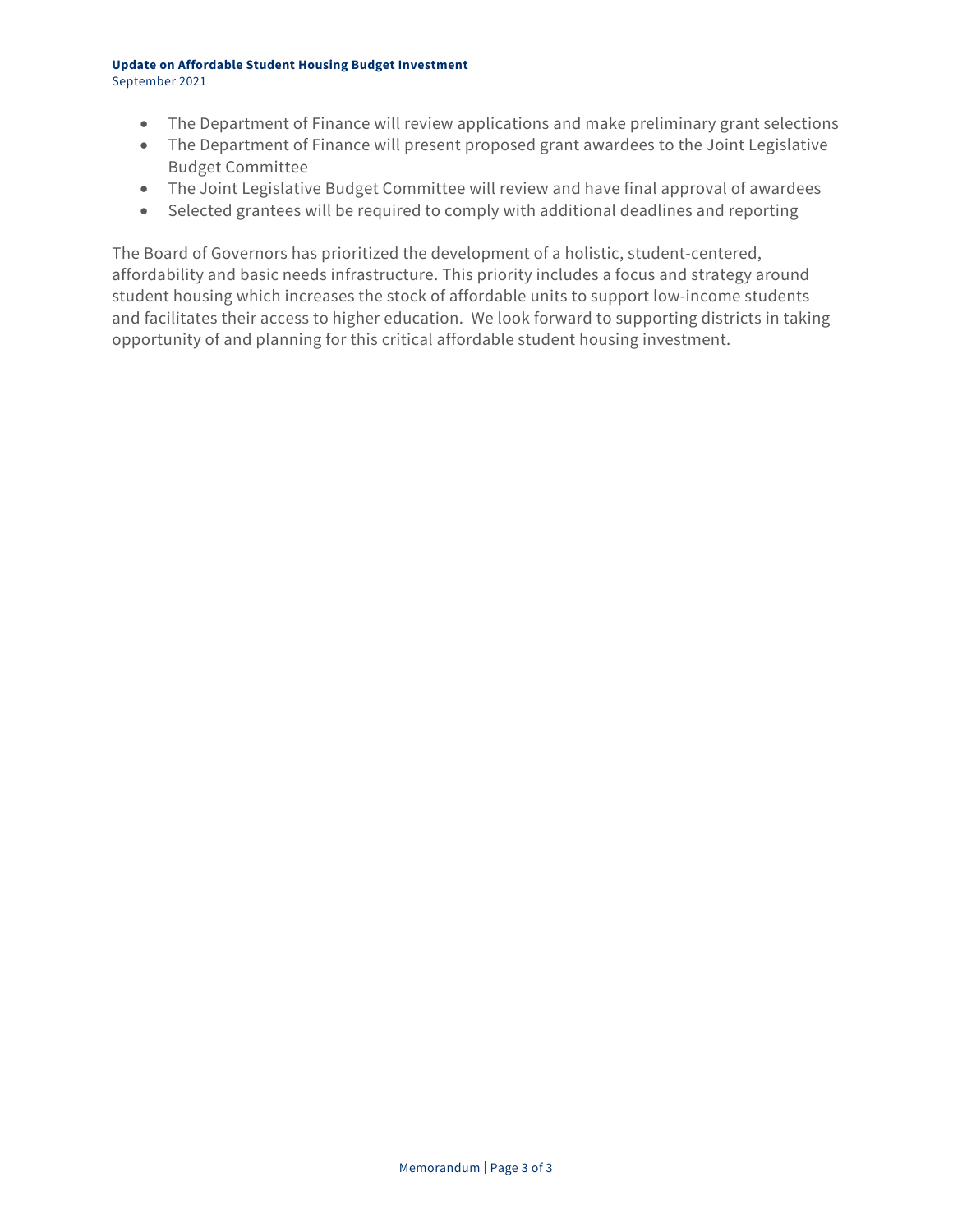- The Department of Finance will review applications and make preliminary grant selections
- The Department of Finance will present proposed grant awardees to the Joint Legislative Budget Committee
- The Joint Legislative Budget Committee will review and have final approval of awardees
- Selected grantees will be required to comply with additional deadlines and reporting

The Board of Governors has prioritized the development of a holistic, student-centered, affordability and basic needs infrastructure. This priority includes a focus and strategy around student housing which increases the stock of affordable units to support low-income students and facilitates their access to higher education. We look forward to supporting districts in taking opportunity of and planning for this critical affordable student housing investment.